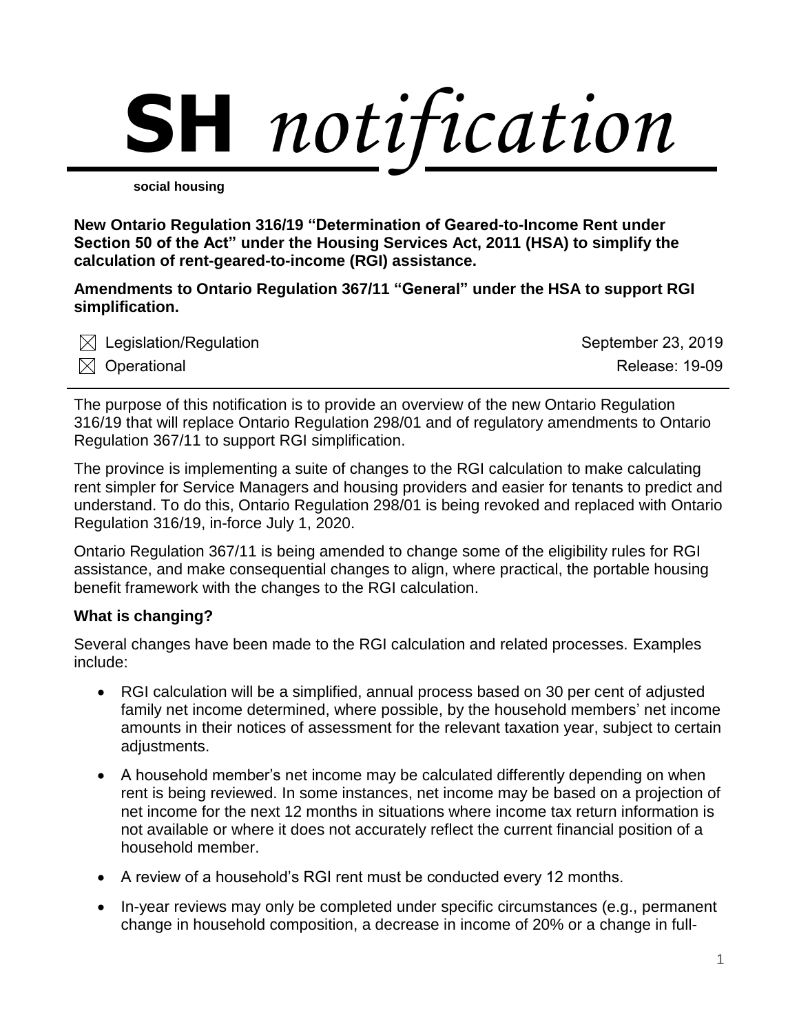# SH *notification*

**social housing**

**New Ontario Regulation 316/19 "Determination of Geared-to-Income Rent under Section 50 of the Act" under the Housing Services Act, 2011 (HSA) to simplify the calculation of rent-geared-to-income (RGI) assistance.**

**Amendments to Ontario Regulation 367/11 "General" under the HSA to support RGI simplification.**

☒ Legislation/Regulation — September 23, 2019

☒ Operational — Release: 19-09

---

The purpose of this notification is to provide an overview of the new Ontario Regulation 316/19 that will replace Ontario Regulation 298/01 and of regulatory amendments to Ontario Regulation 367/11 to support RGI simplification.

The province is implementing a suite of changes to the RGI calculation to make calculating rent simpler for Service Managers and housing providers and easier for tenants to predict and understand. To do this, Ontario Regulation 298/01 is being revoked and replaced with Ontario Regulation 316/19, in-force July 1, 2020.

Ontario Regulation 367/11 is being amended to change some of the eligibility rules for RGI assistance, and make consequential changes to align, where practical, the portable housing benefit framework with the changes to the RGI calculation.

### What is changing?

Several changes have been made to the RGI calculation and related processes. Examples include:

- RGI calculation will be a simplified, annual process based on 30 per cent of adjusted family net income determined, where possible, by the household members' net income amounts in their notices of assessment for the relevant taxation year, subject to certain adjustments.
- A household member's net income may be calculated differently depending on when rent is being reviewed. In some instances, net income may be based on a projection of net income for the next 12 months in situations where income tax return information is not available or where it does not accurately reflect the current financial position of a household member.
- A review of a household's RGI rent must be conducted every 12 months.
- In-year reviews may only be completed under specific circumstances (e.g., permanent change in household composition, a decrease in income of 20% or a change in full-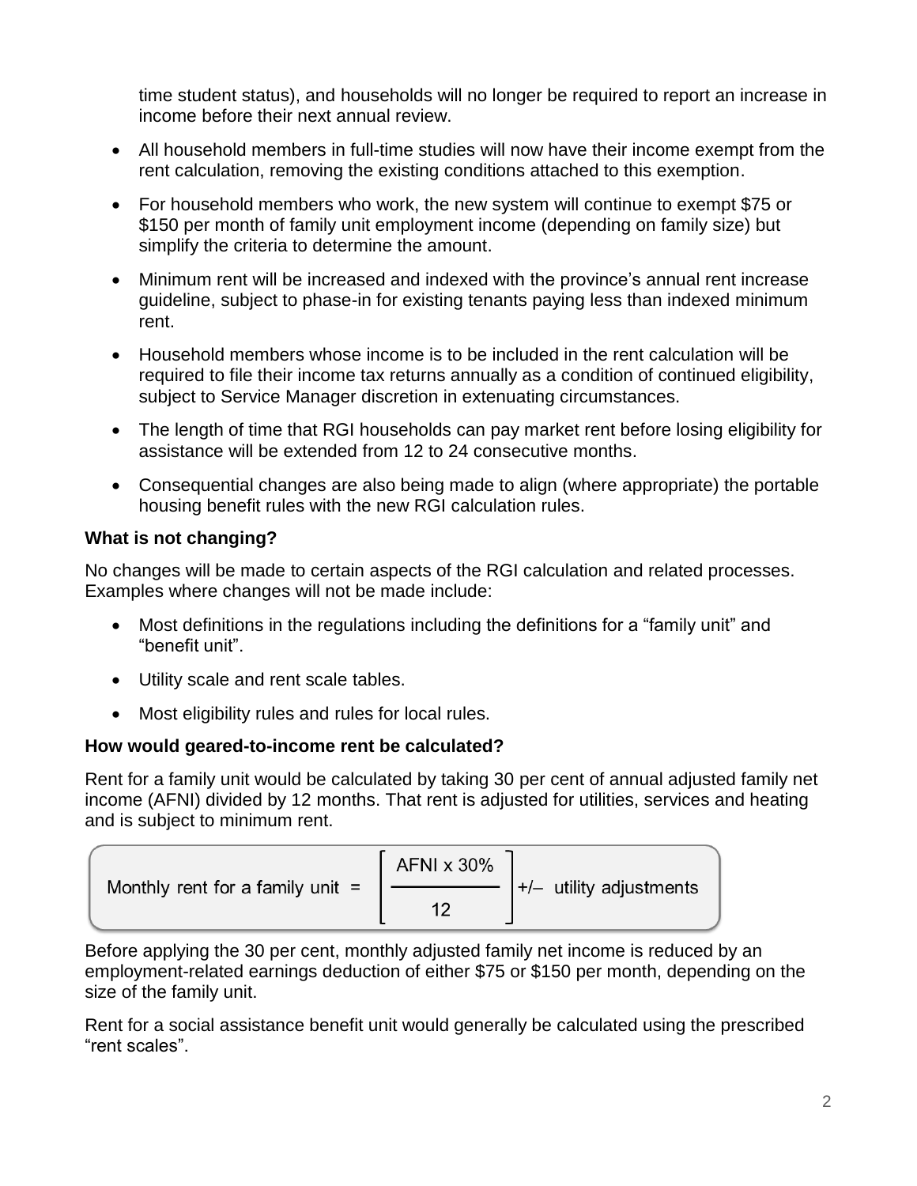time student status), and households will no longer be required to report an increase in income before their next annual review.

- All household members in full-time studies will now have their income exempt from the rent calculation, removing the existing conditions attached to this exemption.
- For household members who work, the new system will continue to exempt $75 or $150 per month of family unit employment income (depending on family size) but simplify the criteria to determine the amount.
- Minimum rent will be increased and indexed with the province's annual rent increase guideline, subject to phase-in for existing tenants paying less than indexed minimum rent.
- Household members whose income is to be included in the rent calculation will be required to file their income tax returns annually as a condition of continued eligibility, subject to Service Manager discretion in extenuating circumstances.
- The length of time that RGI households can pay market rent before losing eligibility for assistance will be extended from 12 to 24 consecutive months.
- Consequential changes are also being made to align (where appropriate) the portable housing benefit rules with the new RGI calculation rules.

**What is not changing?**

No changes will be made to certain aspects of the RGI calculation and related processes. Examples where changes will not be made include:

- Most definitions in the regulations including the definitions for a "family unit" and "benefit unit".
- Utility scale and rent scale tables.
- Most eligibility rules and rules for local rules.

**How would geared-to-income rent be calculated?**

Rent for a family unit would be calculated by taking 30 per cent of annual adjusted family net income (AFNI) divided by 12 months. That rent is adjusted for utilities, services and heating and is subject to minimum rent.

$$\text{Monthly rent for a family unit} = \left[\frac{\text{AFNI} \times 30\%}{12}\right] +/- \text{ utility adjustments}$$

Before applying the 30 per cent, monthly adjusted family net income is reduced by an employment-related earnings deduction of either $75 or $150 per month, depending on the size of the family unit.

Rent for a social assistance benefit unit would generally be calculated using the prescribed "rent scales".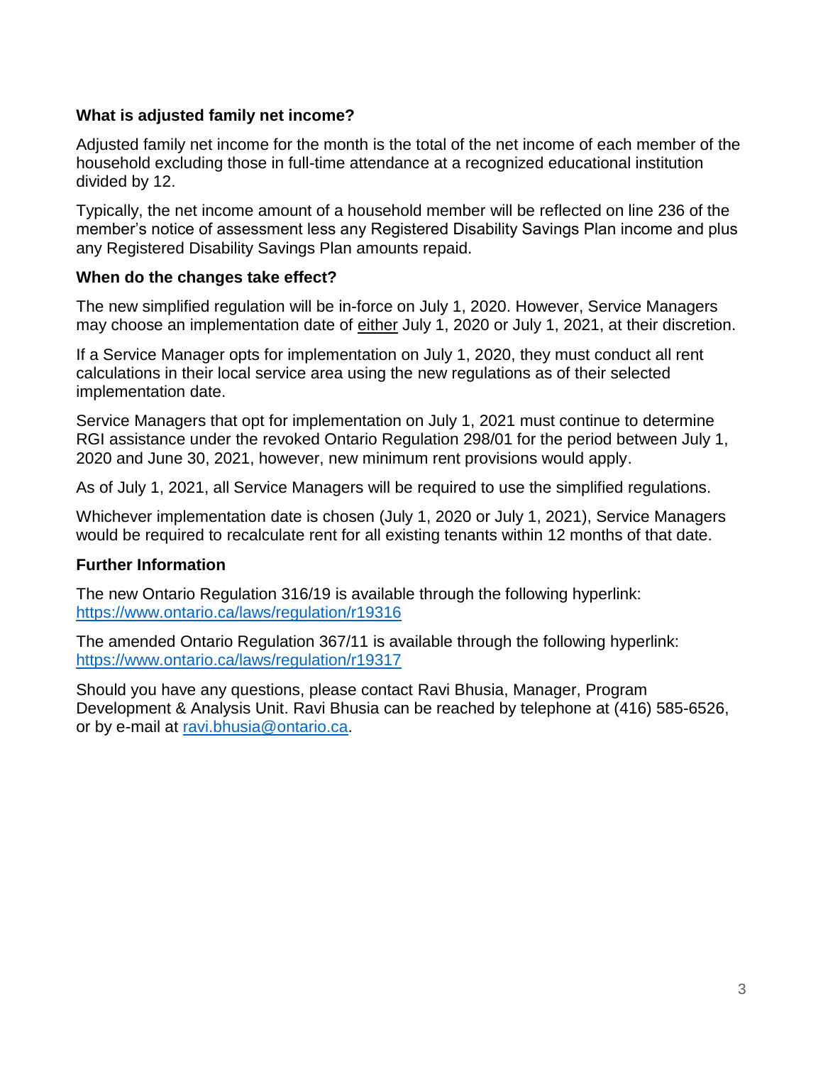**What is adjusted family net income?**

Adjusted family net income for the month is the total of the net income of each member of the household excluding those in full-time attendance at a recognized educational institution divided by 12.

Typically, the net income amount of a household member will be reflected on line 236 of the member's notice of assessment less any Registered Disability Savings Plan income and plus any Registered Disability Savings Plan amounts repaid.

**When do the changes take effect?**

The new simplified regulation will be in-force on July 1, 2020. However, Service Managers may choose an implementation date of either July 1, 2020 or July 1, 2021, at their discretion.

If a Service Manager opts for implementation on July 1, 2020, they must conduct all rent calculations in their local service area using the new regulations as of their selected implementation date.

Service Managers that opt for implementation on July 1, 2021 must continue to determine RGI assistance under the revoked Ontario Regulation 298/01 for the period between July 1, 2020 and June 30, 2021, however, new minimum rent provisions would apply.

As of July 1, 2021, all Service Managers will be required to use the simplified regulations.

Whichever implementation date is chosen (July 1, 2020 or July 1, 2021), Service Managers would be required to recalculate rent for all existing tenants within 12 months of that date.

**Further Information**

The new Ontario Regulation 316/19 is available through the following hyperlink: https://www.ontario.ca/laws/regulation/r19316

The amended Ontario Regulation 367/11 is available through the following hyperlink: https://www.ontario.ca/laws/regulation/r19317

Should you have any questions, please contact Ravi Bhusia, Manager, Program Development & Analysis Unit. Ravi Bhusia can be reached by telephone at (416) 585-6526, or by e-mail at ravi.bhusia@ontario.ca.